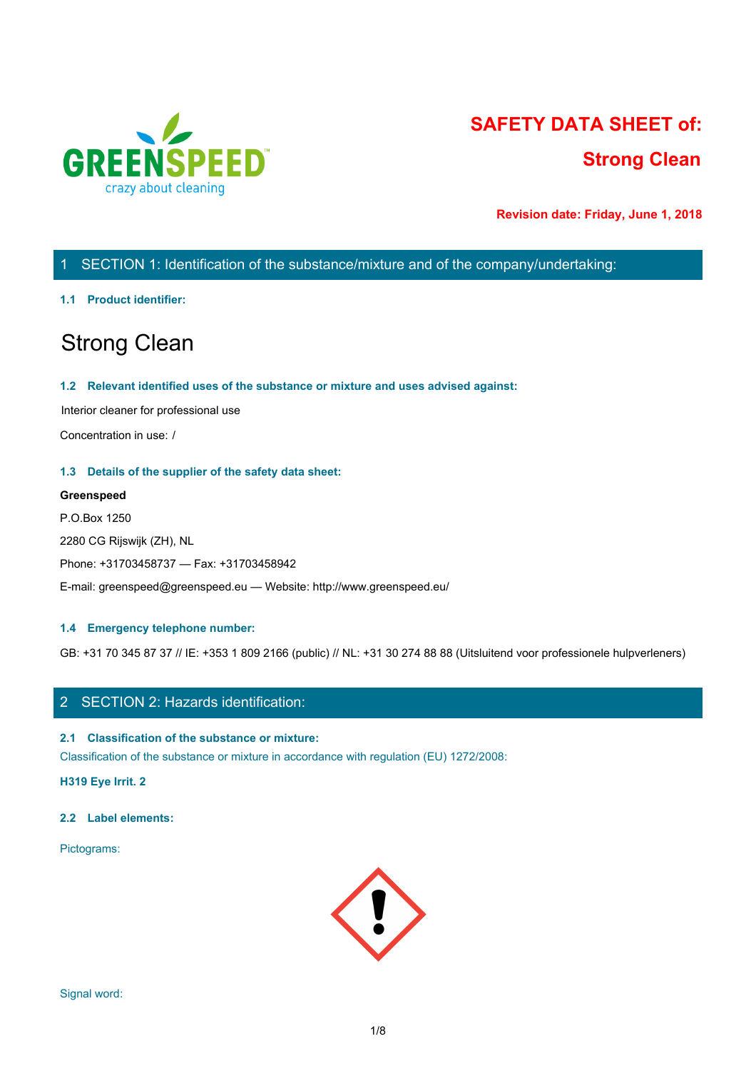# SAFETY DATA SHEET of:

## Strong Clean

**Revision date: Friday, June 1, 2018**

## 1 SECTION 1: Identification of the substance/mixture and of the company/undertaking:

### 1.1 Product identifier:

# Strong Clean

### 1.2 Relevant identified uses of the substance or mixture and uses advised against:

Interior cleaner for professional use

Concentration in use: /

### 1.3 Details of the supplier of the safety data sheet:

**Greenspeed**

P.O.Box 1250

2280 CG Rijswijk (ZH), NL

Phone: +31703458737 — Fax: +31703458942

E-mail: greenspeed@greenspeed.eu — Website: http://www.greenspeed.eu/

### 1.4 Emergency telephone number:

GB: +31 70 345 87 37 // IE: +353 1 809 2166 (public) // NL: +31 30 274 88 88 (Uitsluitend voor professionele hulpverleners)

## 2 SECTION 2: Hazards identification:

### 2.1 Classification of the substance or mixture:

Classification of the substance or mixture in accordance with regulation (EU) 1272/2008:

**H319 Eye Irrit. 2**

### 2.2 Label elements:

Pictograms:

Signal word: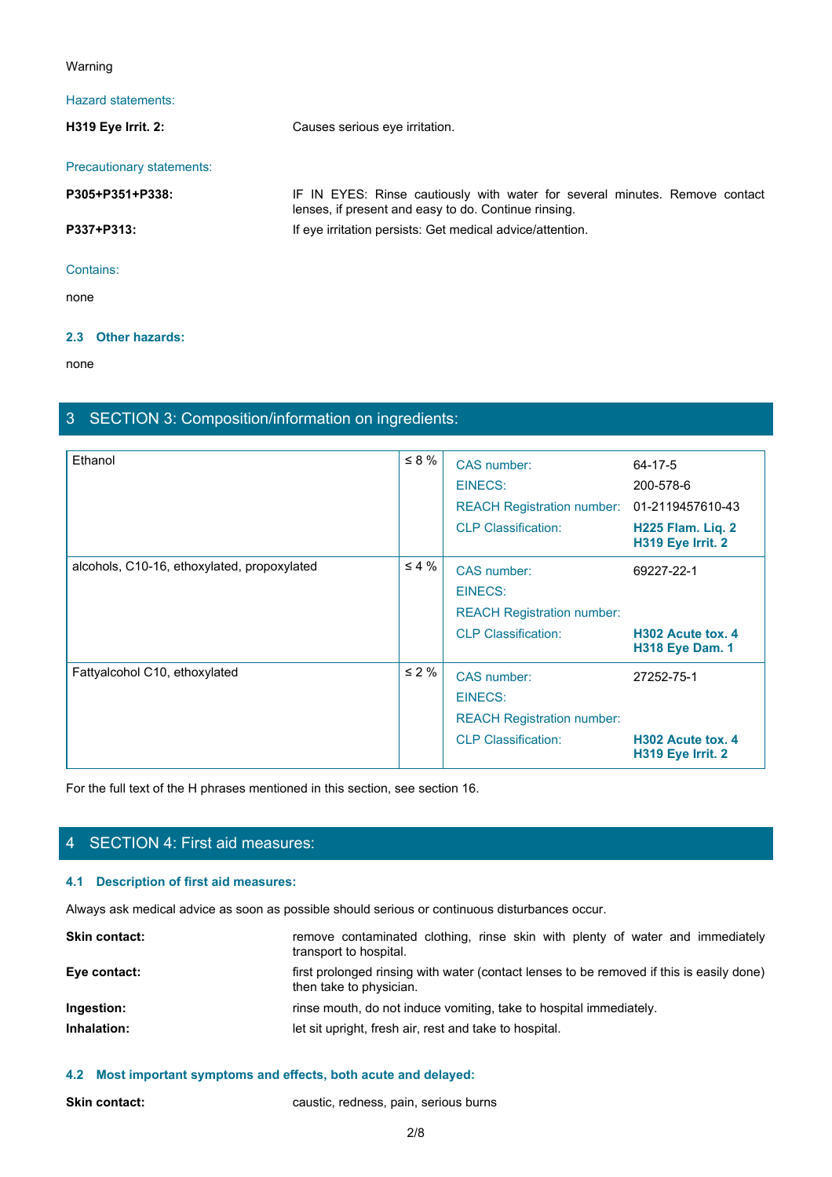Warning

Hazard statements:

| | |
|---|---|
| **H319 Eye Irrit. 2:** | Causes serious eye irritation. |

Precautionary statements:

| | |
|---|---|
| **P305+P351+P338:** | IF IN EYES: Rinse cautiously with water for several minutes. Remove contact lenses, if present and easy to do. Continue rinsing. |
| **P337+P313:** | If eye irritation persists: Get medical advice/attention. |

Contains:

none

### 2.3 Other hazards:

none

## 3 SECTION 3: Composition/information on ingredients:

| Ingredient | Concentration | Identifier | Value |
|---|---|---|---|
| Ethanol | ≤ 8 % | CAS number: | 64-17-5 |
| | | EINECS: | 200-578-6 |
| | | REACH Registration number: | 01-2119457610-43 |
| | | CLP Classification: | **H225 Flam. Liq. 2**<br>**H319 Eye Irrit. 2** |
| alcohols, C10-16, ethoxylated, propoxylated | ≤ 4 % | CAS number: | 69227-22-1 |
| | | EINECS: | |
| | | REACH Registration number: | |
| | | CLP Classification: | **H302 Acute tox. 4**<br>**H318 Eye Dam. 1** |
| Fattyalcohol C10, ethoxylated | ≤ 2 % | CAS number: | 27252-75-1 |
| | | EINECS: | |
| | | REACH Registration number: | |
| | | CLP Classification: | **H302 Acute tox. 4**<br>**H319 Eye Irrit. 2** |

For the full text of the H phrases mentioned in this section, see section 16.

## 4 SECTION 4: First aid measures:

### 4.1 Description of first aid measures:

Always ask medical advice as soon as possible should serious or continuous disturbances occur.

| | |
|---|---|
| **Skin contact:** | remove contaminated clothing, rinse skin with plenty of water and immediately transport to hospital. |
| **Eye contact:** | first prolonged rinsing with water (contact lenses to be removed if this is easily done) then take to physician. |
| **Ingestion:** | rinse mouth, do not induce vomiting, take to hospital immediately. |
| **Inhalation:** | let sit upright, fresh air, rest and take to hospital. |

### 4.2 Most important symptoms and effects, both acute and delayed:

| | |
|---|---|
| **Skin contact:** | caustic, redness, pain, serious burns |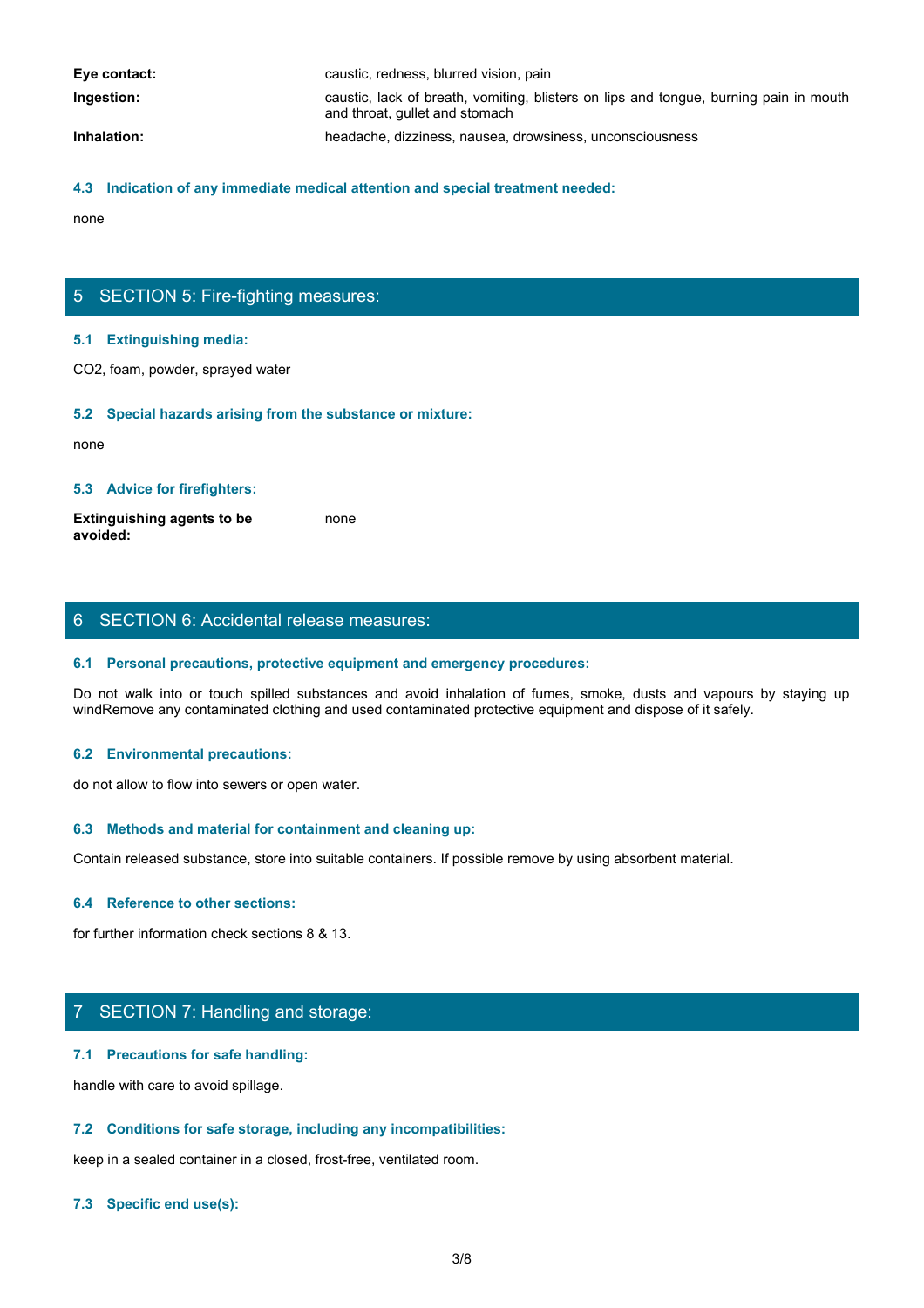| | |
|---|---|
| **Eye contact:** | caustic, redness, blurred vision, pain |
| **Ingestion:** | caustic, lack of breath, vomiting, blisters on lips and tongue, burning pain in mouth and throat, gullet and stomach |
| **Inhalation:** | headache, dizziness, nausea, drowsiness, unconsciousness |

### 4.3 Indication of any immediate medical attention and special treatment needed:

none

## 5 SECTION 5: Fire-fighting measures:

### 5.1 Extinguishing media:

$CO_2$, foam, powder, sprayed water

### 5.2 Special hazards arising from the substance or mixture:

none

### 5.3 Advice for firefighters:

| | |
|---|---|
| **Extinguishing agents to be avoided:** | none |

## 6 SECTION 6: Accidental release measures:

### 6.1 Personal precautions, protective equipment and emergency procedures:

Do not walk into or touch spilled substances and avoid inhalation of fumes, smoke, dusts and vapours by staying up windRemove any contaminated clothing and used contaminated protective equipment and dispose of it safely.

### 6.2 Environmental precautions:

do not allow to flow into sewers or open water.

### 6.3 Methods and material for containment and cleaning up:

Contain released substance, store into suitable containers. If possible remove by using absorbent material.

### 6.4 Reference to other sections:

for further information check sections 8 & 13.

## 7 SECTION 7: Handling and storage:

### 7.1 Precautions for safe handling:

handle with care to avoid spillage.

### 7.2 Conditions for safe storage, including any incompatibilities:

keep in a sealed container in a closed, frost-free, ventilated room.

### 7.3 Specific end use(s):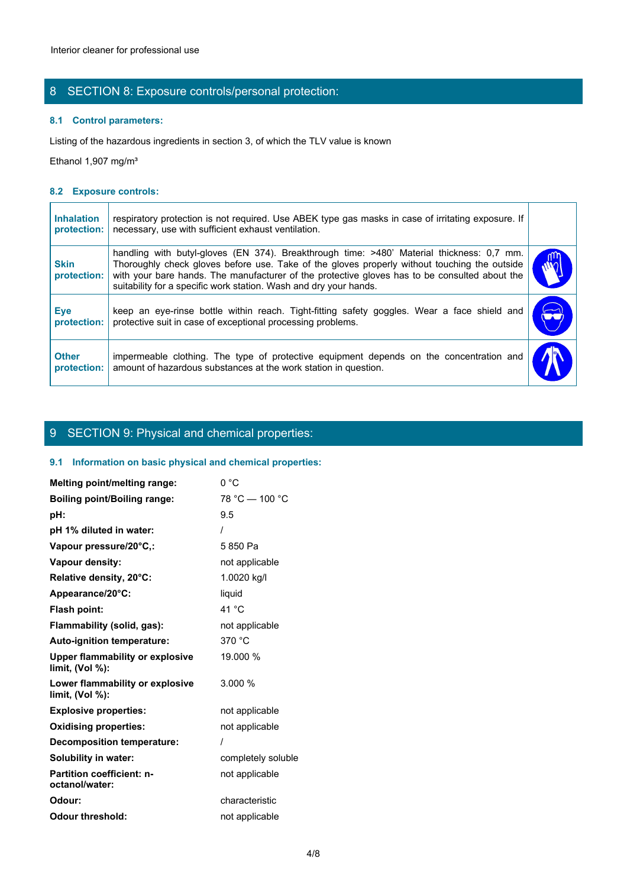Interior cleaner for professional use

## 8 SECTION 8: Exposure controls/personal protection:

### 8.1 Control parameters:

Listing of the hazardous ingredients in section 3, of which the TLV value is known

Ethanol 1,907 mg/m³

### 8.2 Exposure controls:

| | | |
|---|---|---|
| **Inhalation protection:** | respiratory protection is not required. Use ABEK type gas masks in case of irritating exposure. If necessary, use with sufficient exhaust ventilation. | |
| **Skin protection:** | handling with butyl-gloves (EN 374). Breakthrough time: >480' Material thickness: 0,7 mm. Thoroughly check gloves before use. Take of the gloves properly without touching the outside with your bare hands. The manufacturer of the protective gloves has to be consulted about the suitability for a specific work station. Wash and dry your hands. | |
| **Eye protection:** | keep an eye-rinse bottle within reach. Tight-fitting safety goggles. Wear a face shield and protective suit in case of exceptional processing problems. | |
| **Other protection:** | impermeable clothing. The type of protective equipment depends on the concentration and amount of hazardous substances at the work station in question. | |

## 9 SECTION 9: Physical and chemical properties:

### 9.1 Information on basic physical and chemical properties:

| | |
|---|---|
| **Melting point/melting range:** | 0 °C |
| **Boiling point/Boiling range:** | 78 °C — 100 °C |
| **pH:** | 9.5 |
| **pH 1% diluted in water:** | / |
| **Vapour pressure/20°C,:** | 5 850 Pa |
| **Vapour density:** | not applicable |
| **Relative density, 20°C:** | 1.0020 kg/l |
| **Appearance/20°C:** | liquid |
| **Flash point:** | 41 °C |
| **Flammability (solid, gas):** | not applicable |
| **Auto-ignition temperature:** | 370 °C |
| **Upper flammability or explosive limit, (Vol %):** | 19.000 % |
| **Lower flammability or explosive limit, (Vol %):** | 3.000 % |
| **Explosive properties:** | not applicable |
| **Oxidising properties:** | not applicable |
| **Decomposition temperature:** | / |
| **Solubility in water:** | completely soluble |
| **Partition coefficient: n-octanol/water:** | not applicable |
| **Odour:** | characteristic |
| **Odour threshold:** | not applicable |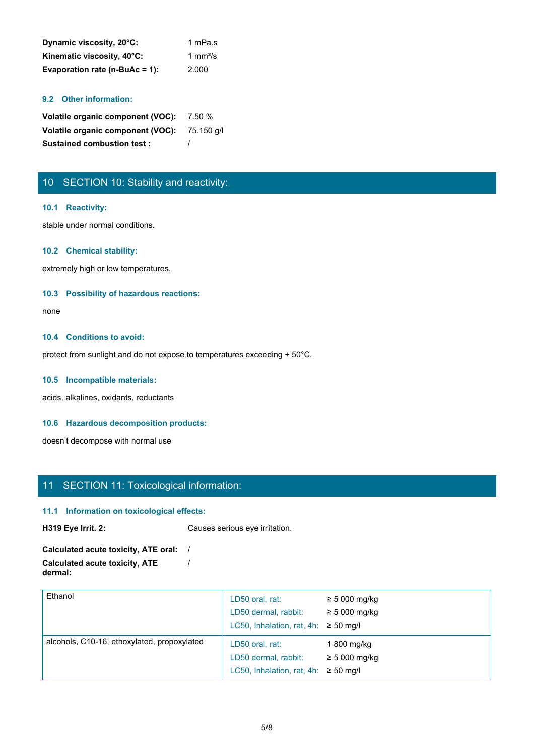**Dynamic viscosity, 20°C:** 1 mPa.s
**Kinematic viscosity, 40°C:** 1 mm²/s
**Evaporation rate (n-BuAc = 1):** 2.000

### 9.2 Other information:

**Volatile organic component (VOC):** 7.50 %
**Volatile organic component (VOC):** 75.150 g/l
**Sustained combustion test :** /

## 10 SECTION 10: Stability and reactivity:

### 10.1 Reactivity:

stable under normal conditions.

### 10.2 Chemical stability:

extremely high or low temperatures.

### 10.3 Possibility of hazardous reactions:

none

### 10.4 Conditions to avoid:

protect from sunlight and do not expose to temperatures exceeding + 50°C.

### 10.5 Incompatible materials:

acids, alkalines, oxidants, reductants

### 10.6 Hazardous decomposition products:

doesn't decompose with normal use

## 11 SECTION 11: Toxicological information:

### 11.1 Information on toxicological effects:

**H319 Eye Irrit. 2:** Causes serious eye irritation.

**Calculated acute toxicity, ATE oral:** /
**Calculated acute toxicity, ATE dermal:** /

| Substance | Test | Value |
|---|---|---|
| Ethanol | LD50 oral, rat: | ≥ 5 000 mg/kg |
| | LD50 dermal, rabbit: | ≥ 5 000 mg/kg |
| | LC50, Inhalation, rat, 4h: | ≥ 50 mg/l |
| alcohols, C10-16, ethoxylated, propoxylated | LD50 oral, rat: | 1 800 mg/kg |
| | LD50 dermal, rabbit: | ≥ 5 000 mg/kg |
| | LC50, Inhalation, rat, 4h: | ≥ 50 mg/l |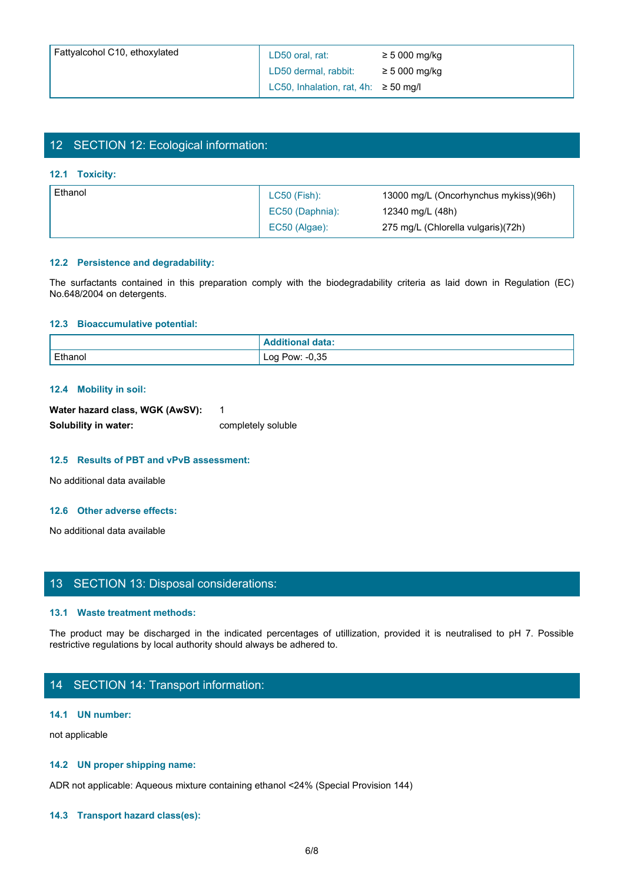| Fattyalcohol C10, ethoxylated | LD50 oral, rat: | ≥ 5 000 mg/kg |
| --- | --- | --- |
| | LD50 dermal, rabbit: | ≥ 5 000 mg/kg |
| | LC50, Inhalation, rat, 4h: | ≥ 50 mg/l |

## 12 SECTION 12: Ecological information:

### 12.1 Toxicity:

| Ethanol | LC50 (Fish): | 13000 mg/L (Oncorhynchus mykiss)(96h) |
| --- | --- | --- |
| | EC50 (Daphnia): | 12340 mg/L (48h) |
| | EC50 (Algae): | 275 mg/L (Chlorella vulgaris)(72h) |

### 12.2 Persistence and degradability:

The surfactants contained in this preparation comply with the biodegradability criteria as laid down in Regulation (EC) No.648/2004 on detergents.

### 12.3 Bioaccumulative potential:

| | Additional data: |
| --- | --- |
| Ethanol | Log Pow: -0,35 |

### 12.4 Mobility in soil:

**Water hazard class, WGK (AwSV):** 1

**Solubility in water:** completely soluble

### 12.5 Results of PBT and vPvB assessment:

No additional data available

### 12.6 Other adverse effects:

No additional data available

## 13 SECTION 13: Disposal considerations:

### 13.1 Waste treatment methods:

The product may be discharged in the indicated percentages of utillization, provided it is neutralised to pH 7. Possible restrictive regulations by local authority should always be adhered to.

## 14 SECTION 14: Transport information:

### 14.1 UN number:

not applicable

### 14.2 UN proper shipping name:

ADR not applicable: Aqueous mixture containing ethanol <24% (Special Provision 144)

### 14.3 Transport hazard class(es):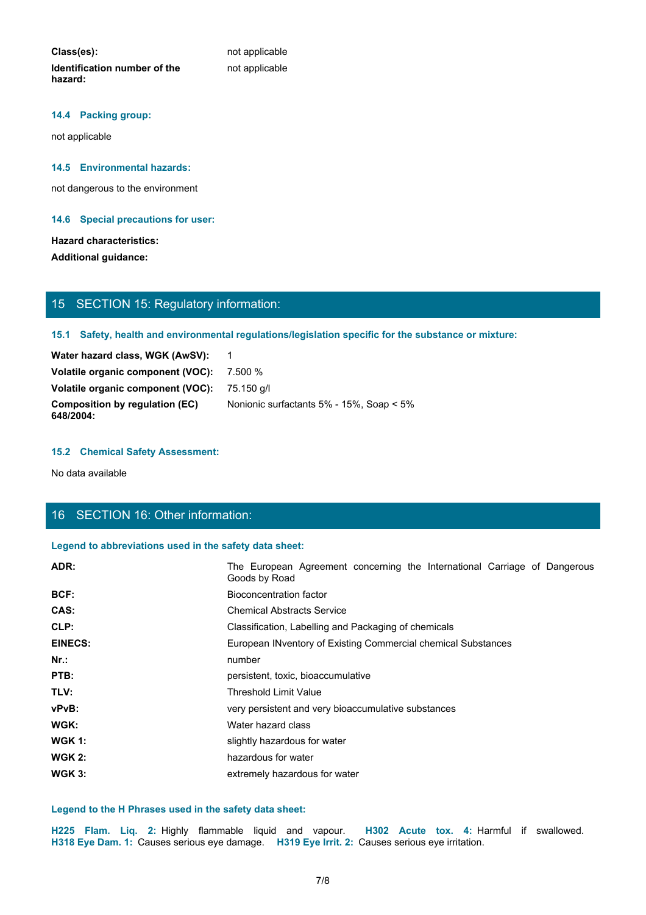**Class(es):** not applicable

**Identification number of the hazard:** not applicable

### 14.4 Packing group:

not applicable

### 14.5 Environmental hazards:

not dangerous to the environment

### 14.6 Special precautions for user:

**Hazard characteristics:**

**Additional guidance:**

## 15 SECTION 15: Regulatory information:

### 15.1 Safety, health and environmental regulations/legislation specific for the substance or mixture:

| | |
|---|---|
| **Water hazard class, WGK (AwSV):** | 1 |
| **Volatile organic component (VOC):** | 7.500 % |
| **Volatile organic component (VOC):** | 75.150 g/l |
| **Composition by regulation (EC) 648/2004:** | Nonionic surfactants 5% - 15%, Soap < 5% |

### 15.2 Chemical Safety Assessment:

No data available

## 16 SECTION 16: Other information:

### Legend to abbreviations used in the safety data sheet:

| | |
|---|---|
| **ADR:** | The European Agreement concerning the International Carriage of Dangerous Goods by Road |
| **BCF:** | Bioconcentration factor |
| **CAS:** | Chemical Abstracts Service |
| **CLP:** | Classification, Labelling and Packaging of chemicals |
| **EINECS:** | European INventory of Existing Commercial chemical Substances |
| **Nr.:** | number |
| **PTB:** | persistent, toxic, bioaccumulative |
| **TLV:** | Threshold Limit Value |
| **vPvB:** | very persistent and very bioaccumulative substances |
| **WGK:** | Water hazard class |
| **WGK 1:** | slightly hazardous for water |
| **WGK 2:** | hazardous for water |
| **WGK 3:** | extremely hazardous for water |

### Legend to the H Phrases used in the safety data sheet:

**H225 Flam. Liq. 2:** Highly flammable liquid and vapour. **H302 Acute tox. 4:** Harmful if swallowed. **H318 Eye Dam. 1:** Causes serious eye damage. **H319 Eye Irrit. 2:** Causes serious eye irritation.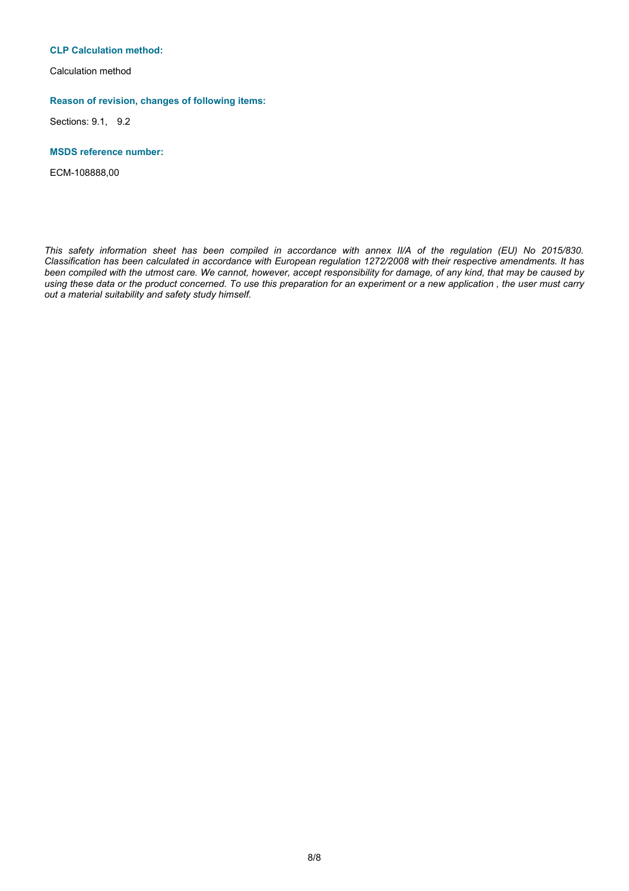**CLP Calculation method:**

Calculation method

**Reason of revision, changes of following items:**

Sections: 9.1, 9.2

**MSDS reference number:**

ECM-108888,00

*This safety information sheet has been compiled in accordance with annex II/A of the regulation (EU) No 2015/830. Classification has been calculated in accordance with European regulation 1272/2008 with their respective amendments. It has been compiled with the utmost care. We cannot, however, accept responsibility for damage, of any kind, that may be caused by using these data or the product concerned. To use this preparation for an experiment or a new application , the user must carry out a material suitability and safety study himself.*